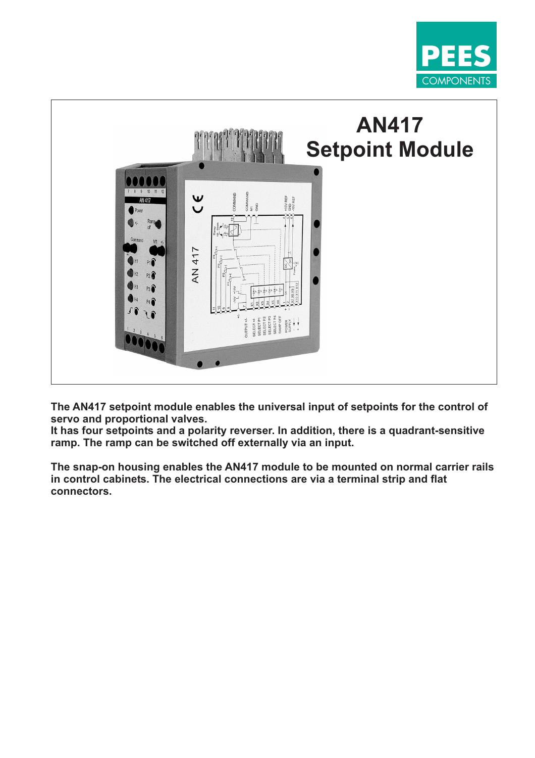# AN417 Setpoint Module

**The AN417 setpoint module enables the universal input of setpoints for the control of servo and proportional valves.**
**It has four setpoints and a polarity reverser. In addition, there is a quadrant-sensitive ramp. The ramp can be switched off externally via an input.**

**The snap-on housing enables the AN417 module to be mounted on normal carrier rails in control cabinets. The electrical connections are via a terminal strip and flat connectors.**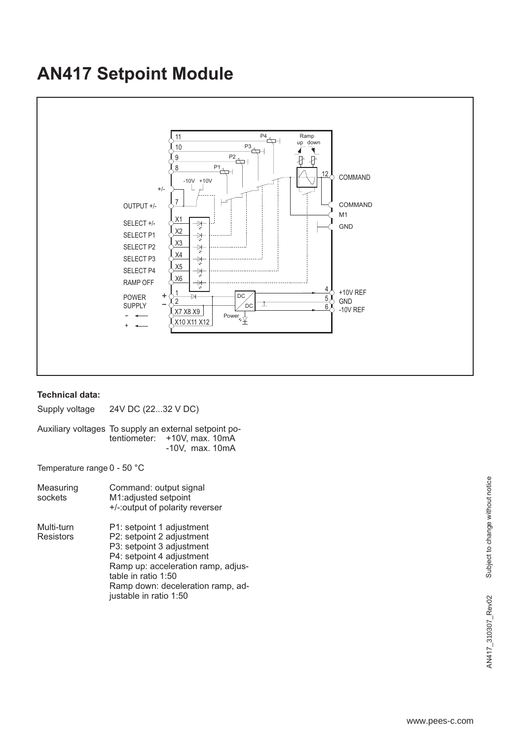# AN417 Setpoint Module

11
10
9
8
P4
P3
P2
P1
Ramp
up down
-10V +10V
+/-
12
COMMAND
OUTPUT +/-
7
COMMAND
M1
SELECT +/-
X1
GND
SELECT P1
X2
SELECT P2
X3
SELECT P3
X4
SELECT P4
X5
RAMP OFF
X6
4
+10V REF
POWER
SUPPLY
+
1
DC
5
GND
−
2
DC
6
-10V REF
−
X7 X8 X9
Power
+
X10 X11 X12

**Technical data:**

Supply voltage 24V DC (22...32 V DC)

Auxiliary voltages To supply an external setpoint potentiometer: +10V, max. 10mA
-10V, max. 10mA

Temperature range 0 - 50 °C

Measuring sockets
Command: output signal
M1:adjusted setpoint
+/-:output of polarity reverser

Multi-turn Resistors
P1: setpoint 1 adjustment
P2: setpoint 2 adjustment
P3: setpoint 3 adjustment
P4: setpoint 4 adjustment
Ramp up: acceleration ramp, adjustable in ratio 1:50
Ramp down: deceleration ramp, adjustable in ratio 1:50

AN417_310307_Rev02 Subject to change without notice